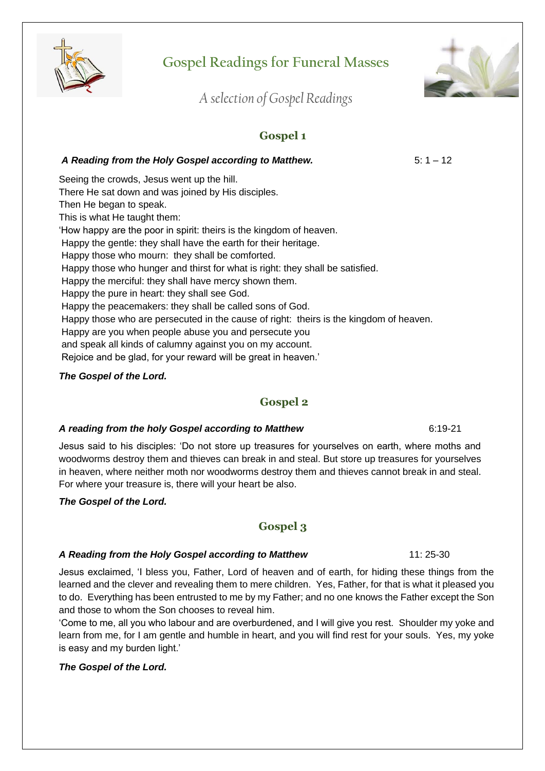# Gospel Readings for Funeral Masses

*A selection of Gospel Readings*

## Gospel 1

***A Reading from the Holy Gospel according to Matthew.*** 5: 1 – 12

Seeing the crowds, Jesus went up the hill.
There He sat down and was joined by His disciples.
Then He began to speak.
This is what He taught them:
'How happy are the poor in spirit: theirs is the kingdom of heaven.
Happy the gentle: they shall have the earth for their heritage.
Happy those who mourn: they shall be comforted.
Happy those who hunger and thirst for what is right: they shall be satisfied.
Happy the merciful: they shall have mercy shown them.
Happy the pure in heart: they shall see God.
Happy the peacemakers: they shall be called sons of God.
Happy those who are persecuted in the cause of right: theirs is the kingdom of heaven.
Happy are you when people abuse you and persecute you
and speak all kinds of calumny against you on my account.
Rejoice and be glad, for your reward will be great in heaven.'

***The Gospel of the Lord.***

## Gospel 2

***A reading from the holy Gospel according to Matthew*** 6:19-21

Jesus said to his disciples: 'Do not store up treasures for yourselves on earth, where moths and woodworms destroy them and thieves can break in and steal. But store up treasures for yourselves in heaven, where neither moth nor woodworms destroy them and thieves cannot break in and steal. For where your treasure is, there will your heart be also.

***The Gospel of the Lord.***

## Gospel 3

***A Reading from the Holy Gospel according to Matthew*** 11: 25-30

Jesus exclaimed, 'I bless you, Father, Lord of heaven and of earth, for hiding these things from the learned and the clever and revealing them to mere children. Yes, Father, for that is what it pleased you to do. Everything has been entrusted to me by my Father; and no one knows the Father except the Son and those to whom the Son chooses to reveal him.

'Come to me, all you who labour and are overburdened, and I will give you rest. Shoulder my yoke and learn from me, for I am gentle and humble in heart, and you will find rest for your souls. Yes, my yoke is easy and my burden light.'

***The Gospel of the Lord.***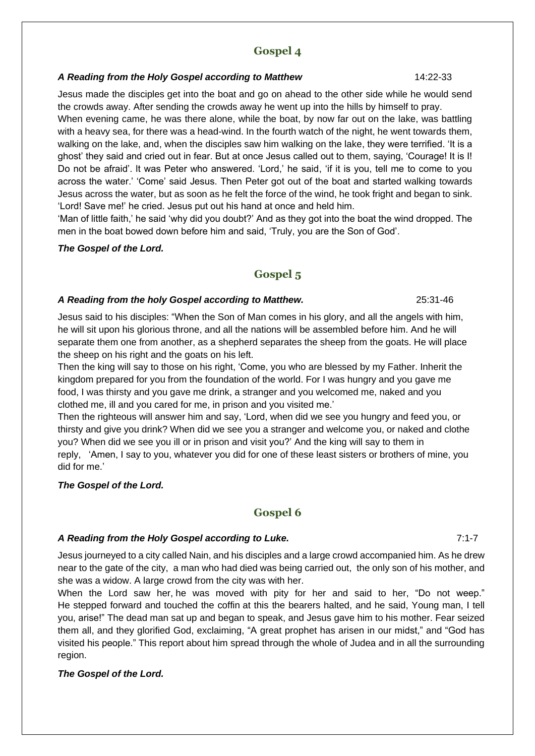## Gospel 4

***A Reading from the Holy Gospel according to Matthew*** 14:22-33

Jesus made the disciples get into the boat and go on ahead to the other side while he would send the crowds away. After sending the crowds away he went up into the hills by himself to pray.
When evening came, he was there alone, while the boat, by now far out on the lake, was battling with a heavy sea, for there was a head-wind. In the fourth watch of the night, he went towards them, walking on the lake, and, when the disciples saw him walking on the lake, they were terrified. 'It is a ghost' they said and cried out in fear. But at once Jesus called out to them, saying, 'Courage! It is I! Do not be afraid'. It was Peter who answered. 'Lord,' he said, 'if it is you, tell me to come to you across the water.' 'Come' said Jesus. Then Peter got out of the boat and started walking towards Jesus across the water, but as soon as he felt the force of the wind, he took fright and began to sink. 'Lord! Save me!' he cried. Jesus put out his hand at once and held him.
'Man of little faith,' he said 'why did you doubt?' And as they got into the boat the wind dropped. The men in the boat bowed down before him and said, 'Truly, you are the Son of God'.

***The Gospel of the Lord.***

## Gospel 5

***A Reading from the holy Gospel according to Matthew.*** 25:31-46

Jesus said to his disciples: "When the Son of Man comes in his glory, and all the angels with him, he will sit upon his glorious throne, and all the nations will be assembled before him. And he will separate them one from another, as a shepherd separates the sheep from the goats. He will place the sheep on his right and the goats on his left.
Then the king will say to those on his right, 'Come, you who are blessed by my Father. Inherit the kingdom prepared for you from the foundation of the world. For I was hungry and you gave me food, I was thirsty and you gave me drink, a stranger and you welcomed me, naked and you clothed me, ill and you cared for me, in prison and you visited me.'
Then the righteous will answer him and say, 'Lord, when did we see you hungry and feed you, or thirsty and give you drink? When did we see you a stranger and welcome you, or naked and clothe you? When did we see you ill or in prison and visit you?' And the king will say to them in reply, 'Amen, I say to you, whatever you did for one of these least sisters or brothers of mine, you did for me.'

***The Gospel of the Lord.***

## Gospel 6

***A Reading from the Holy Gospel according to Luke.*** 7:1-7

Jesus journeyed to a city called Nain, and his disciples and a large crowd accompanied him. As he drew near to the gate of the city, a man who had died was being carried out, the only son of his mother, and she was a widow. A large crowd from the city was with her.
When the Lord saw her, he was moved with pity for her and said to her, "Do not weep." He stepped forward and touched the coffin at this the bearers halted, and he said, Young man, I tell you, arise!" The dead man sat up and began to speak, and Jesus gave him to his mother. Fear seized them all, and they glorified God, exclaiming, "A great prophet has arisen in our midst," and "God has visited his people." This report about him spread through the whole of Judea and in all the surrounding region.

***The Gospel of the Lord.***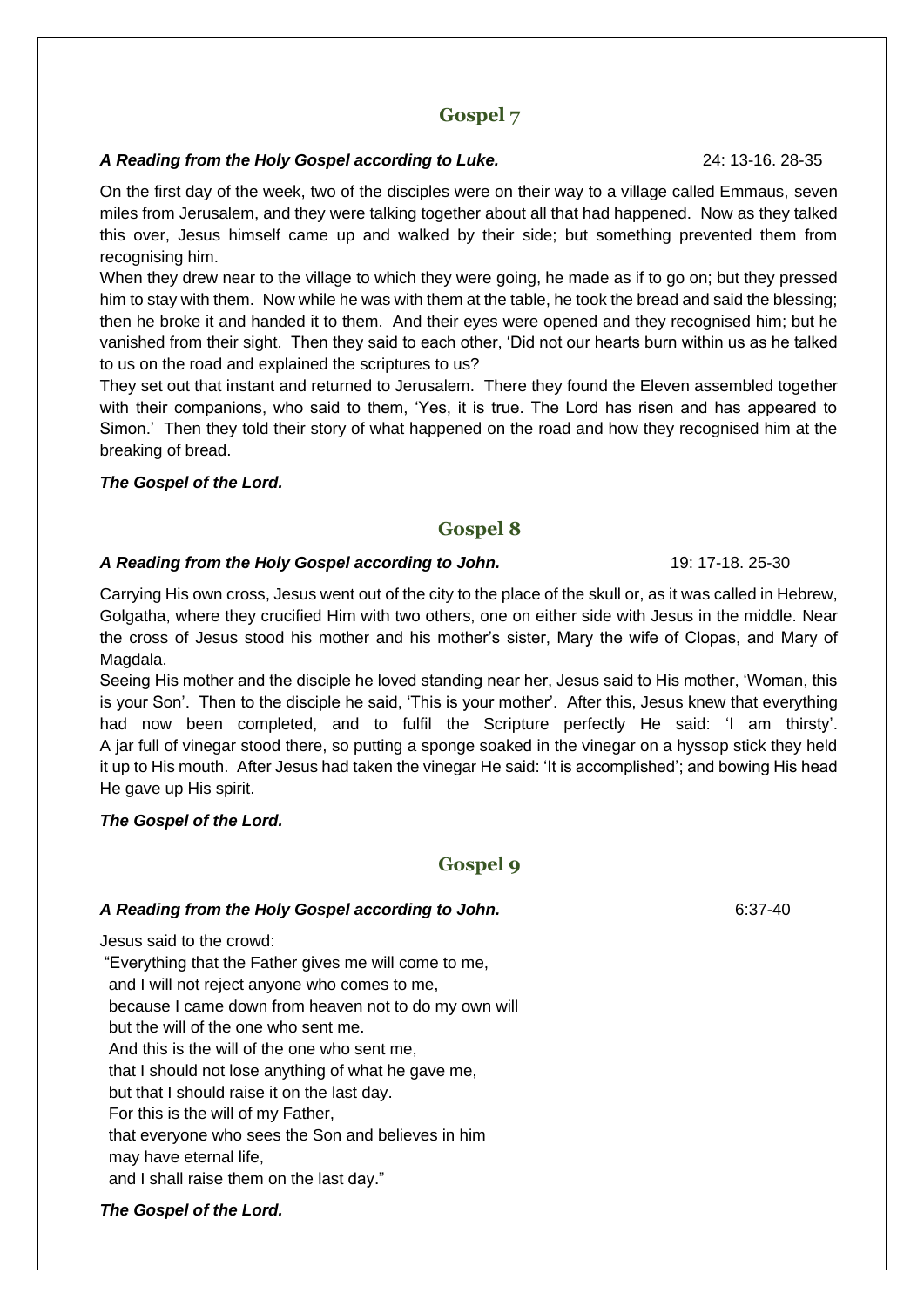## Gospel 7

***A Reading from the Holy Gospel according to Luke.*** 24: 13-16. 28-35

On the first day of the week, two of the disciples were on their way to a village called Emmaus, seven miles from Jerusalem, and they were talking together about all that had happened. Now as they talked this over, Jesus himself came up and walked by their side; but something prevented them from recognising him.

When they drew near to the village to which they were going, he made as if to go on; but they pressed him to stay with them. Now while he was with them at the table, he took the bread and said the blessing; then he broke it and handed it to them. And their eyes were opened and they recognised him; but he vanished from their sight. Then they said to each other, 'Did not our hearts burn within us as he talked to us on the road and explained the scriptures to us?

They set out that instant and returned to Jerusalem. There they found the Eleven assembled together with their companions, who said to them, 'Yes, it is true. The Lord has risen and has appeared to Simon.' Then they told their story of what happened on the road and how they recognised him at the breaking of bread.

***The Gospel of the Lord.***

## Gospel 8

***A Reading from the Holy Gospel according to John.*** 19: 17-18. 25-30

Carrying His own cross, Jesus went out of the city to the place of the skull or, as it was called in Hebrew, Golgatha, where they crucified Him with two others, one on either side with Jesus in the middle. Near the cross of Jesus stood his mother and his mother's sister, Mary the wife of Clopas, and Mary of Magdala.

Seeing His mother and the disciple he loved standing near her, Jesus said to His mother, 'Woman, this is your Son'. Then to the disciple he said, 'This is your mother'. After this, Jesus knew that everything had now been completed, and to fulfil the Scripture perfectly He said: 'I am thirsty'. A jar full of vinegar stood there, so putting a sponge soaked in the vinegar on a hyssop stick they held it up to His mouth. After Jesus had taken the vinegar He said: 'It is accomplished'; and bowing His head He gave up His spirit.

***The Gospel of the Lord.***

## Gospel 9

***A Reading from the Holy Gospel according to John.*** 6:37-40

Jesus said to the crowd:
"Everything that the Father gives me will come to me,
and I will not reject anyone who comes to me,
because I came down from heaven not to do my own will
but the will of the one who sent me.
And this is the will of the one who sent me,
that I should not lose anything of what he gave me,
but that I should raise it on the last day.
For this is the will of my Father,
that everyone who sees the Son and believes in him
may have eternal life,
and I shall raise them on the last day."

***The Gospel of the Lord.***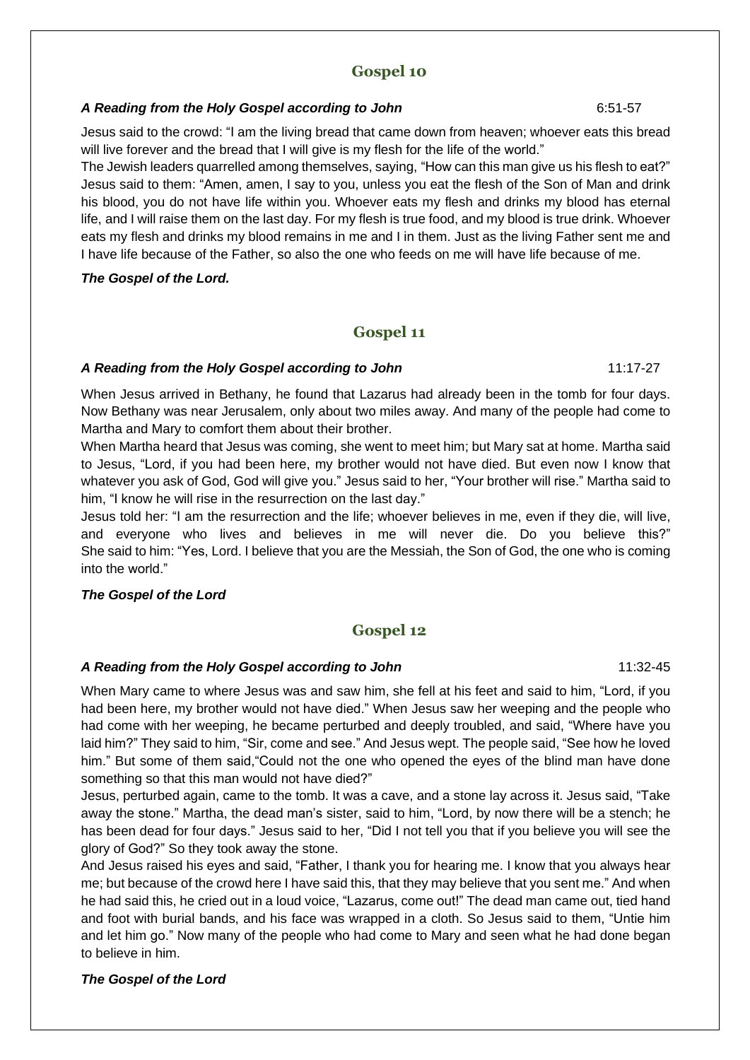## Gospel 10

***A Reading from the Holy Gospel according to John*** 6:51-57

Jesus said to the crowd: “I am the living bread that came down from heaven; whoever eats this bread will live forever and the bread that I will give is my flesh for the life of the world.”

The Jewish leaders quarrelled among themselves, saying, “How can this man give us his flesh to eat?” Jesus said to them: “Amen, amen, I say to you, unless you eat the flesh of the Son of Man and drink his blood, you do not have life within you. Whoever eats my flesh and drinks my blood has eternal life, and I will raise them on the last day. For my flesh is true food, and my blood is true drink. Whoever eats my flesh and drinks my blood remains in me and I in them. Just as the living Father sent me and I have life because of the Father, so also the one who feeds on me will have life because of me.

***The Gospel of the Lord.***

## Gospel 11

***A Reading from the Holy Gospel according to John*** 11:17-27

When Jesus arrived in Bethany, he found that Lazarus had already been in the tomb for four days. Now Bethany was near Jerusalem, only about two miles away. And many of the people had come to Martha and Mary to comfort them about their brother.

When Martha heard that Jesus was coming, she went to meet him; but Mary sat at home. Martha said to Jesus, “Lord, if you had been here, my brother would not have died. But even now I know that whatever you ask of God, God will give you.” Jesus said to her, “Your brother will rise.” Martha said to him, “I know he will rise in the resurrection on the last day.”

Jesus told her: “I am the resurrection and the life; whoever believes in me, even if they die, will live, and everyone who lives and believes in me will never die. Do you believe this?” She said to him: “Yes, Lord. I believe that you are the Messiah, the Son of God, the one who is coming into the world.”

***The Gospel of the Lord***

## Gospel 12

***A Reading from the Holy Gospel according to John*** 11:32-45

When Mary came to where Jesus was and saw him, she fell at his feet and said to him, “Lord, if you had been here, my brother would not have died.” When Jesus saw her weeping and the people who had come with her weeping, he became perturbed and deeply troubled, and said, “Where have you laid him?” They said to him, “Sir, come and see.” And Jesus wept. The people said, “See how he loved him.” But some of them said,“Could not the one who opened the eyes of the blind man have done something so that this man would not have died?”

Jesus, perturbed again, came to the tomb. It was a cave, and a stone lay across it. Jesus said, “Take away the stone.” Martha, the dead man’s sister, said to him, “Lord, by now there will be a stench; he has been dead for four days.” Jesus said to her, “Did I not tell you that if you believe you will see the glory of God?” So they took away the stone.

And Jesus raised his eyes and said, “Father, I thank you for hearing me. I know that you always hear me; but because of the crowd here I have said this, that they may believe that you sent me.” And when he had said this, he cried out in a loud voice, “Lazarus, come out!” The dead man came out, tied hand and foot with burial bands, and his face was wrapped in a cloth. So Jesus said to them, “Untie him and let him go.” Now many of the people who had come to Mary and seen what he had done began to believe in him.

***The Gospel of the Lord***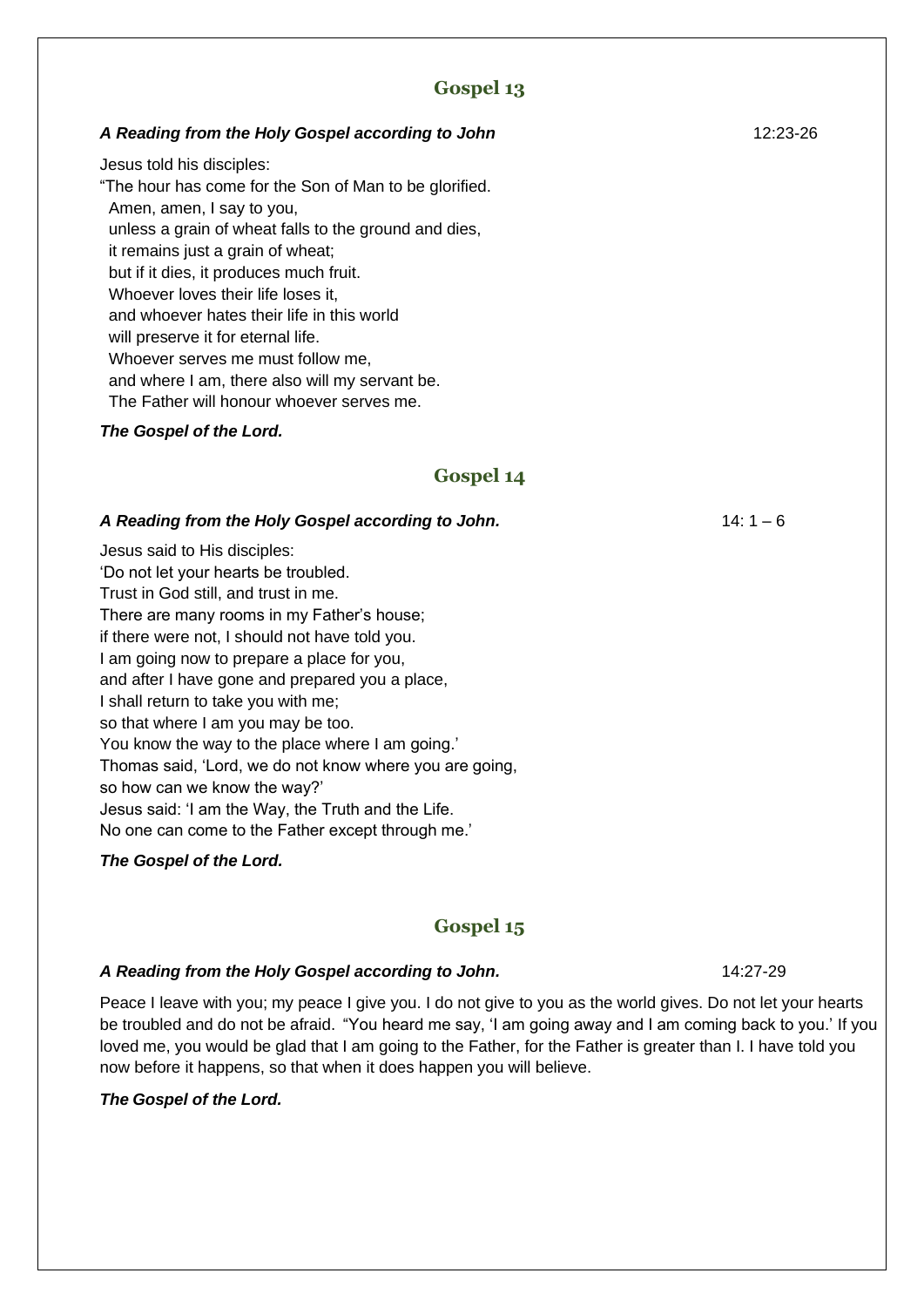## Gospel 13

***A Reading from the Holy Gospel according to John*** 12:23-26

Jesus told his disciples:
"The hour has come for the Son of Man to be glorified.
Amen, amen, I say to you,
unless a grain of wheat falls to the ground and dies,
it remains just a grain of wheat;
but if it dies, it produces much fruit.
Whoever loves their life loses it,
and whoever hates their life in this world
will preserve it for eternal life.
Whoever serves me must follow me,
and where I am, there also will my servant be.
The Father will honour whoever serves me.

***The Gospel of the Lord.***

## Gospel 14

***A Reading from the Holy Gospel according to John.*** 14: 1 – 6

Jesus said to His disciples:
'Do not let your hearts be troubled.
Trust in God still, and trust in me.
There are many rooms in my Father's house;
if there were not, I should not have told you.
I am going now to prepare a place for you,
and after I have gone and prepared you a place,
I shall return to take you with me;
so that where I am you may be too.
You know the way to the place where I am going.'
Thomas said, 'Lord, we do not know where you are going,
so how can we know the way?'
Jesus said: 'I am the Way, the Truth and the Life.
No one can come to the Father except through me.'

***The Gospel of the Lord.***

## Gospel 15

***A Reading from the Holy Gospel according to John.*** 14:27-29

Peace I leave with you; my peace I give you. I do not give to you as the world gives. Do not let your hearts be troubled and do not be afraid. "You heard me say, 'I am going away and I am coming back to you.' If you loved me, you would be glad that I am going to the Father, for the Father is greater than I. I have told you now before it happens, so that when it does happen you will believe.

***The Gospel of the Lord.***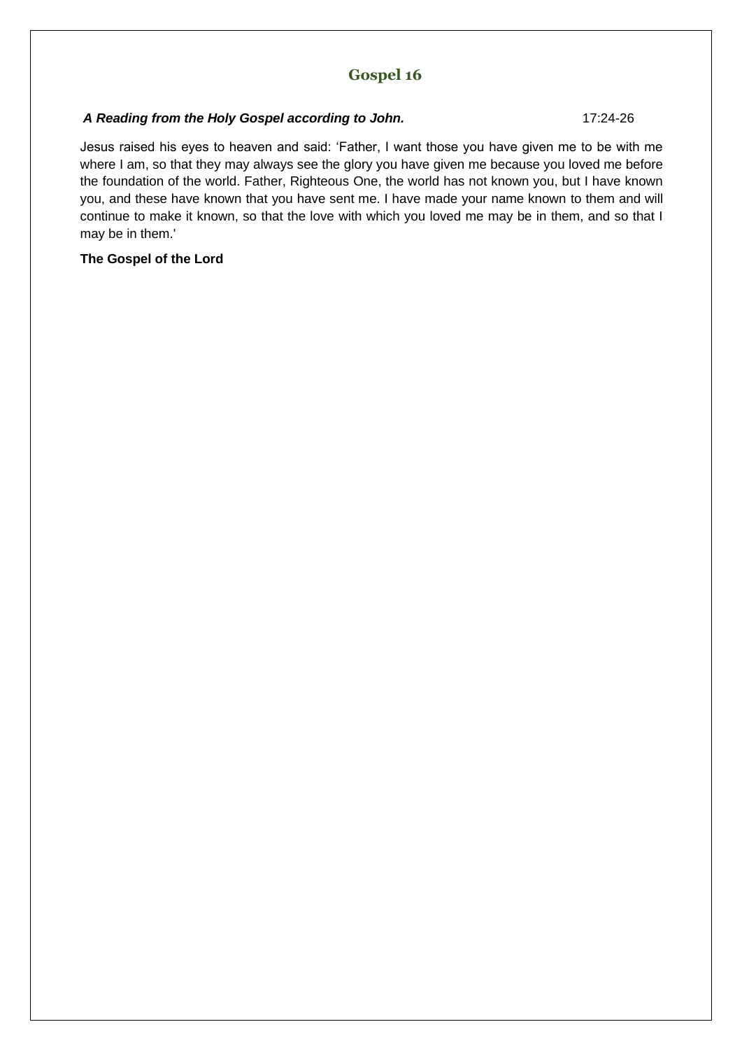## Gospel 16

***A Reading from the Holy Gospel according to John.*** 17:24-26

Jesus raised his eyes to heaven and said: 'Father, I want those you have given me to be with me where I am, so that they may always see the glory you have given me because you loved me before the foundation of the world. Father, Righteous One, the world has not known you, but I have known you, and these have known that you have sent me. I have made your name known to them and will continue to make it known, so that the love with which you loved me may be in them, and so that I may be in them.'

**The Gospel of the Lord**